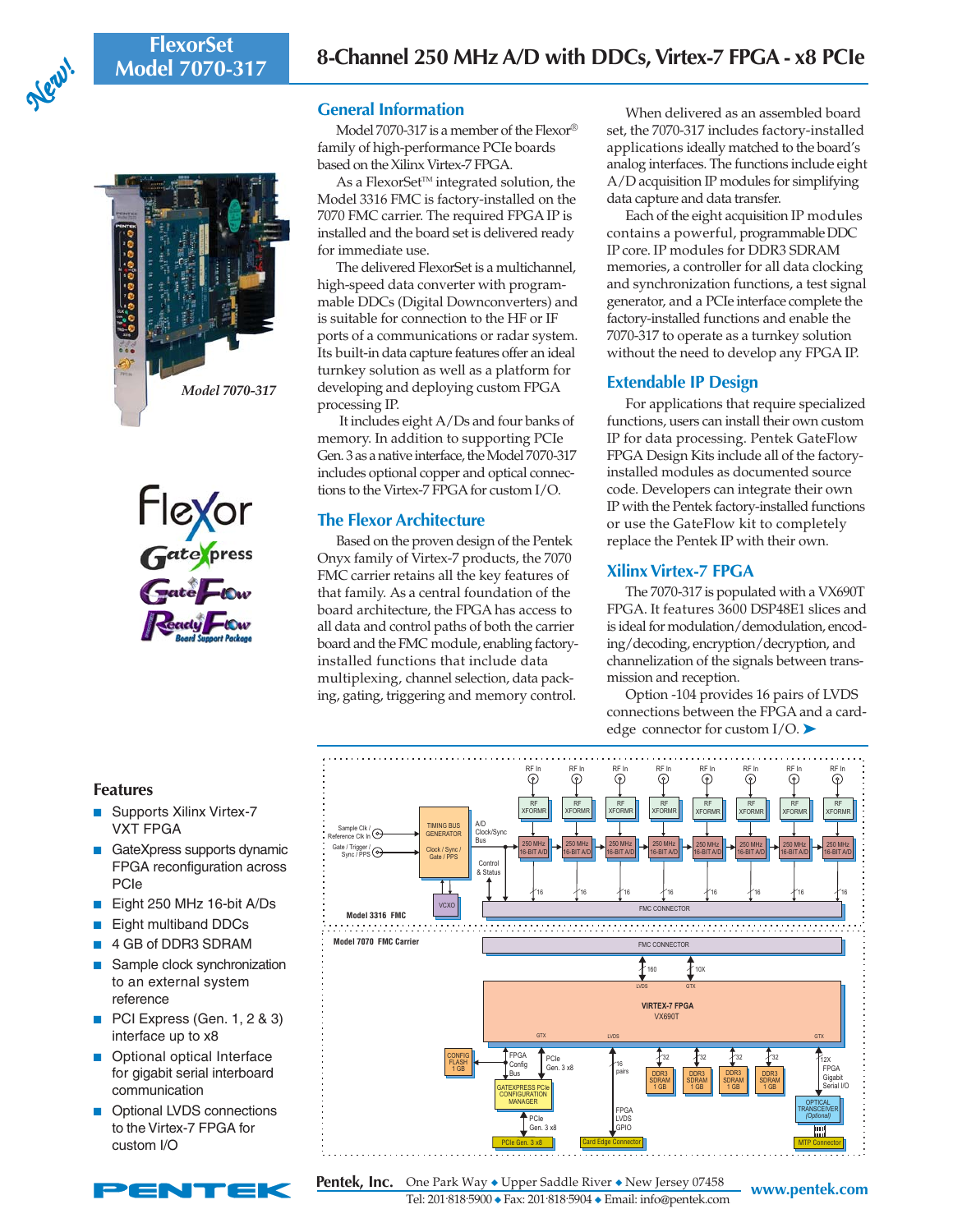# FlexorSet Model 7070-317

## 8-Channel 250 MHz A/D with DDCs, Virtex-7 FPGA - x8 PCIe

New!

*Model 7070-317*

### General Information

Model 7070-317 is a member of the Flexor® family of high-performance PCIe boards based on the Xilinx Virtex-7 FPGA.

As a FlexorSet™ integrated solution, the Model 3316 FMC is factory-installed on the 7070 FMC carrier. The required FPGA IP is installed and the board set is delivered ready for immediate use.

The delivered FlexorSet is a multichannel, high-speed data converter with programmable DDCs (Digital Downconverters) and is suitable for connection to the HF or IF ports of a communications or radar system. Its built-in data capture features offer an ideal turnkey solution as well as a platform for developing and deploying custom FPGA processing IP.

It includes eight A/Ds and four banks of memory. In addition to supporting PCIe Gen. 3 as a native interface, the Model 7070-317 includes optional copper and optical connections to the Virtex-7 FPGA for custom I/O.

### The Flexor Architecture

Based on the proven design of the Pentek Onyx family of Virtex-7 products, the 7070 FMC carrier retains all the key features of that family. As a central foundation of the board architecture, the FPGA has access to all data and control paths of both the carrier board and the FMC module, enabling factory-installed functions that include data multiplexing, channel selection, data packing, gating, triggering and memory control.

When delivered as an assembled board set, the 7070-317 includes factory-installed applications ideally matched to the board's analog interfaces. The functions include eight A/D acquisition IP modules for simplifying data capture and data transfer.

Each of the eight acquisition IP modules contains a powerful, programmable DDC IP core. IP modules for DDR3 SDRAM memories, a controller for all data clocking and synchronization functions, a test signal generator, and a PCIe interface complete the factory-installed functions and enable the 7070-317 to operate as a turnkey solution without the need to develop any FPGA IP.

### Extendable IP Design

For applications that require specialized functions, users can install their own custom IP for data processing. Pentek GateFlow FPGA Design Kits include all of the factory-installed modules as documented source code. Developers can integrate their own IP with the Pentek factory-installed functions or use the GateFlow kit to completely replace the Pentek IP with their own.

### Xilinx Virtex-7 FPGA

The 7070-317 is populated with a VX690T FPGA. It features 3600 DSP48E1 slices and is ideal for modulation/demodulation, encoding/decoding, encryption/decryption, and channelization of the signals between transmission and reception.

Option -104 provides 16 pairs of LVDS connections between the FPGA and a card-edge connector for custom I/O. ➤

### Features

- Supports Xilinx Virtex-7 VXT FPGA
- GateXpress supports dynamic FPGA reconfiguration across PCIe
- Eight 250 MHz 16-bit A/Ds
- Eight multiband DDCs
- 4 GB of DDR3 SDRAM
- Sample clock synchronization to an external system reference
- PCI Express (Gen. 1, 2 & 3) interface up to x8
- Optional optical Interface for gigabit serial interboard communication
- Optional LVDS connections to the Virtex-7 FPGA for custom I/O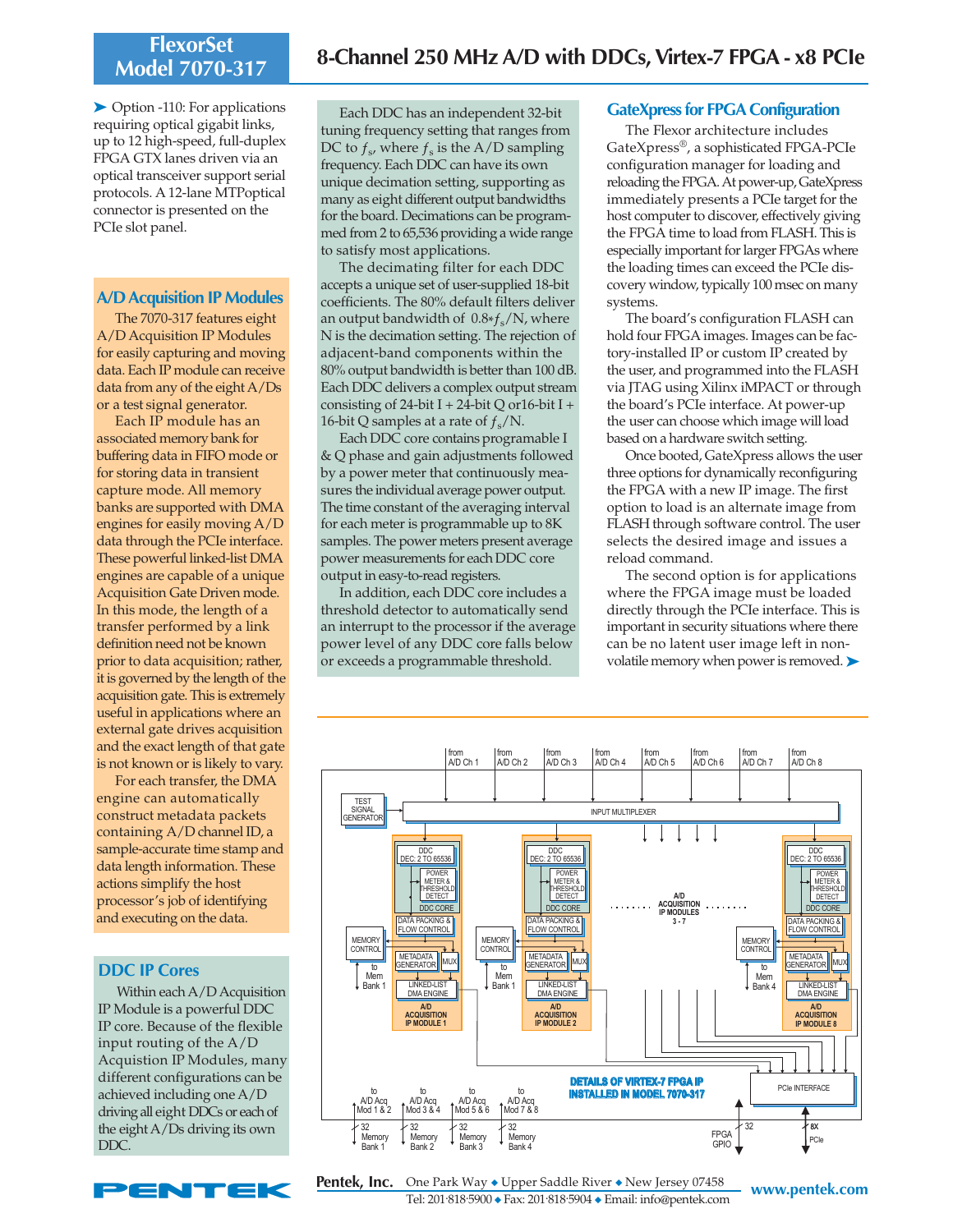- Option -110: For applications requiring optical gigabit links, up to 12 high-speed, full-duplex FPGA GTX lanes driven via an optical transceiver support serial protocols. A 12-lane MTPoptical connector is presented on the PCIe slot panel.

## A/D Acquisition IP Modules

The 7070-317 features eight A/D Acquisition IP Modules for easily capturing and moving data. Each IP module can receive data from any of the eight A/Ds or a test signal generator.

Each IP module has an associated memory bank for buffering data in FIFO mode or for storing data in transient capture mode. All memory banks are supported with DMA engines for easily moving A/D data through the PCIe interface. These powerful linked-list DMA engines are capable of a unique Acquisition Gate Driven mode. In this mode, the length of a transfer performed by a link definition need not be known prior to data acquisition; rather, it is governed by the length of the acquisition gate. This is extremely useful in applications where an external gate drives acquisition and the exact length of that gate is not known or is likely to vary.

For each transfer, the DMA engine can automatically construct metadata packets containing A/D channel ID, a sample-accurate time stamp and data length information. These actions simplify the host processor's job of identifying and executing on the data.

## DDC IP Cores

Within each A/D Acquisition IP Module is a powerful DDC IP core. Because of the flexible input routing of the A/D Acquistion IP Modules, many different configurations can be achieved including one A/D driving all eight DDCs or each of the eight A/Ds driving its own DDC.

Each DDC has an independent 32-bit tuning frequency setting that ranges from DC to $f_s$, where $f_s$ is the A/D sampling frequency. Each DDC can have its own unique decimation setting, supporting as many as eight different output bandwidths for the board. Decimations can be programmed from 2 to 65,536 providing a wide range to satisfy most applications.

The decimating filter for each DDC accepts a unique set of user-supplied 18-bit coefficients. The 80% default filters deliver an output bandwidth of $0.8*f_s/N$, where N is the decimation setting. The rejection of adjacent-band components within the 80% output bandwidth is better than 100 dB. Each DDC delivers a complex output stream consisting of 24-bit I + 24-bit Q or16-bit I + 16-bit Q samples at a rate of $f_s/N$.

Each DDC core contains programable I & Q phase and gain adjustments followed by a power meter that continuously measures the individual average power output. The time constant of the averaging interval for each meter is programmable up to 8K samples. The power meters present average power measurements for each DDC core output in easy-to-read registers.

In addition, each DDC core includes a threshold detector to automatically send an interrupt to the processor if the average power level of any DDC core falls below or exceeds a programmable threshold.

## GateXpress for FPGA Configuration

The Flexor architecture includes GateXpress®, a sophisticated FPGA-PCIe configuration manager for loading and reloading the FPGA. At power-up, GateXpress immediately presents a PCIe target for the host computer to discover, effectively giving the FPGA time to load from FLASH. This is especially important for larger FPGAs where the loading times can exceed the PCIe discovery window, typically 100 msec on many systems.

The board's configuration FLASH can hold four FPGA images. Images can be factory-installed IP or custom IP created by the user, and programmed into the FLASH via JTAG using Xilinx iMPACT or through the board's PCIe interface. At power-up the user can choose which image will load based on a hardware switch setting.

Once booted, GateXpress allows the user three options for dynamically reconfiguring the FPGA with a new IP image. The first option to load is an alternate image from FLASH through software control. The user selects the desired image and issues a reload command.

The second option is for applications where the FPGA image must be loaded directly through the PCIe interface. This is important in security situations where there can be no latent user image left in non-volatile memory when power is removed. ➤

DETAILS OF VIRTEX-7 FPGA IP INSTALLED IN MODEL 7070-317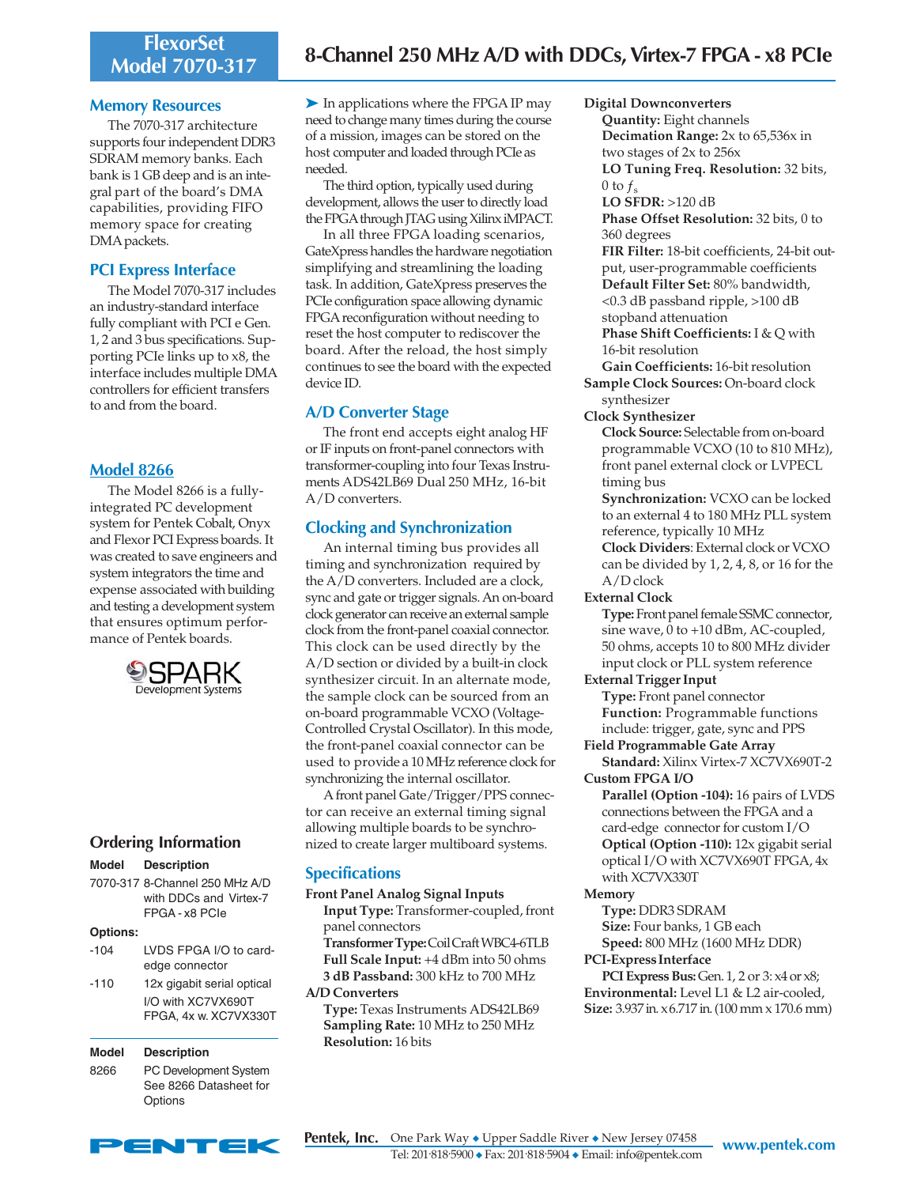# FlexorSet Model 7070-317

# 8-Channel 250 MHz A/D with DDCs, Virtex-7 FPGA - x8 PCIe

## Memory Resources

The 7070-317 architecture supports four independent DDR3 SDRAM memory banks. Each bank is 1 GB deep and is an integral part of the board's DMA capabilities, providing FIFO memory space for creating DMA packets.

## PCI Express Interface

The Model 7070-317 includes an industry-standard interface fully compliant with PCI e Gen. 1, 2 and 3 bus specifications. Supporting PCIe links up to x8, the interface includes multiple DMA controllers for efficient transfers to and from the board.

## Model 8266

The Model 8266 is a fully-integrated PC development system for Pentek Cobalt, Onyx and Flexor PCI Express boards. It was created to save engineers and system integrators the time and expense associated with building and testing a development system that ensures optimum performance of Pentek boards.

SPARK Development Systems

## Ordering Information

| Model | Description |
|---|---|
| 7070-317 | 8-Channel 250 MHz A/D with DDCs and Virtex-7 FPGA - x8 PCIe |

**Options:**

| | |
|---|---|
| -104 | LVDS FPGA I/O to card-edge connector |
| -110 | 12x gigabit serial optical I/O with XC7VX690T FPGA, 4x w. XC7VX330T |

| Model | Description |
|---|---|
| 8266 | PC Development System See 8266 Datasheet for Options |

➤ In applications where the FPGA IP may need to change many times during the course of a mission, images can be stored on the host computer and loaded through PCIe as needed.

The third option, typically used during development, allows the user to directly load the FPGA through JTAG using Xilinx iMPACT.

In all three FPGA loading scenarios, GateXpress handles the hardware negotiation simplifying and streamlining the loading task. In addition, GateXpress preserves the PCIe configuration space allowing dynamic FPGA reconfiguration without needing to reset the host computer to rediscover the board. After the reload, the host simply continues to see the board with the expected device ID.

## A/D Converter Stage

The front end accepts eight analog HF or IF inputs on front-panel connectors with transformer-coupling into four Texas Instruments ADS42LB69 Dual 250 MHz, 16-bit A/D converters.

## Clocking and Synchronization

An internal timing bus provides all timing and synchronization required by the A/D converters. Included are a clock, sync and gate or trigger signals. An on-board clock generator can receive an external sample clock from the front-panel coaxial connector. This clock can be used directly by the A/D section or divided by a built-in clock synthesizer circuit. In an alternate mode, the sample clock can be sourced from an on-board programmable VCXO (Voltage-Controlled Crystal Oscillator). In this mode, the front-panel coaxial connector can be used to provide a 10 MHz reference clock for synchronizing the internal oscillator.

A front panel Gate/Trigger/PPS connector can receive an external timing signal allowing multiple boards to be synchronized to create larger multiboard systems.

## Specifications

**Front Panel Analog Signal Inputs**
- **Input Type:** Transformer-coupled, front panel connectors
- **Transformer Type:** Coil Craft WBC4-6TLB
- **Full Scale Input:** +4 dBm into 50 ohms
- **3 dB Passband:** 300 kHz to 700 MHz

**A/D Converters**
- **Type:** Texas Instruments ADS42LB69
- **Sampling Rate:** 10 MHz to 250 MHz
- **Resolution:** 16 bits

**Digital Downconverters**
- **Quantity:** Eight channels
- **Decimation Range:** 2x to 65,536x in two stages of 2x to 256x
- **LO Tuning Freq. Resolution:** 32 bits, 0 to $f_s$
- **LO SFDR:** >120 dB
- **Phase Offset Resolution:** 32 bits, 0 to 360 degrees
- **FIR Filter:** 18-bit coefficients, 24-bit output, user-programmable coefficients
- **Default Filter Set:** 80% bandwidth, <0.3 dB passband ripple, >100 dB stopband attenuation
- **Phase Shift Coefficients:** I & Q with 16-bit resolution
- **Gain Coefficients:** 16-bit resolution

**Sample Clock Sources:** On-board clock synthesizer

**Clock Synthesizer**
- **Clock Source:** Selectable from on-board programmable VCXO (10 to 810 MHz), front panel external clock or LVPECL timing bus
- **Synchronization:** VCXO can be locked to an external 4 to 180 MHz PLL system reference, typically 10 MHz
- **Clock Dividers**: External clock or VCXO can be divided by 1, 2, 4, 8, or 16 for the A/D clock

**External Clock**
- **Type:** Front panel female SSMC connector, sine wave, 0 to +10 dBm, AC-coupled, 50 ohms, accepts 10 to 800 MHz divider input clock or PLL system reference

**External Trigger Input**
- **Type:** Front panel connector
- **Function:** Programmable functions include: trigger, gate, sync and PPS

**Field Programmable Gate Array**
- **Standard:** Xilinx Virtex-7 XC7VX690T-2

**Custom FPGA I/O**
- **Parallel (Option -104):** 16 pairs of LVDS connections between the FPGA and a card-edge connector for custom I/O
- **Optical (Option -110):** 12x gigabit serial optical I/O with XC7VX690T FPGA, 4x with XC7VX330T

**Memory**
- **Type:** DDR3 SDRAM
- **Size:** Four banks, 1 GB each
- **Speed:** 800 MHz (1600 MHz DDR)

**PCI-Express Interface**
- **PCI Express Bus:** Gen. 1, 2 or 3: x4 or x8;

**Environmental:** Level L1 & L2 air-cooled,

**Size:** 3.937 in. x 6.717 in. (100 mm x 170.6 mm)

**Pentek, Inc.** One Park Way ◆ Upper Saddle River ◆ New Jersey 07458
Tel: 201·818·5900 ◆ Fax: 201·818·5904 ◆ Email: info@pentek.com
www.pentek.com